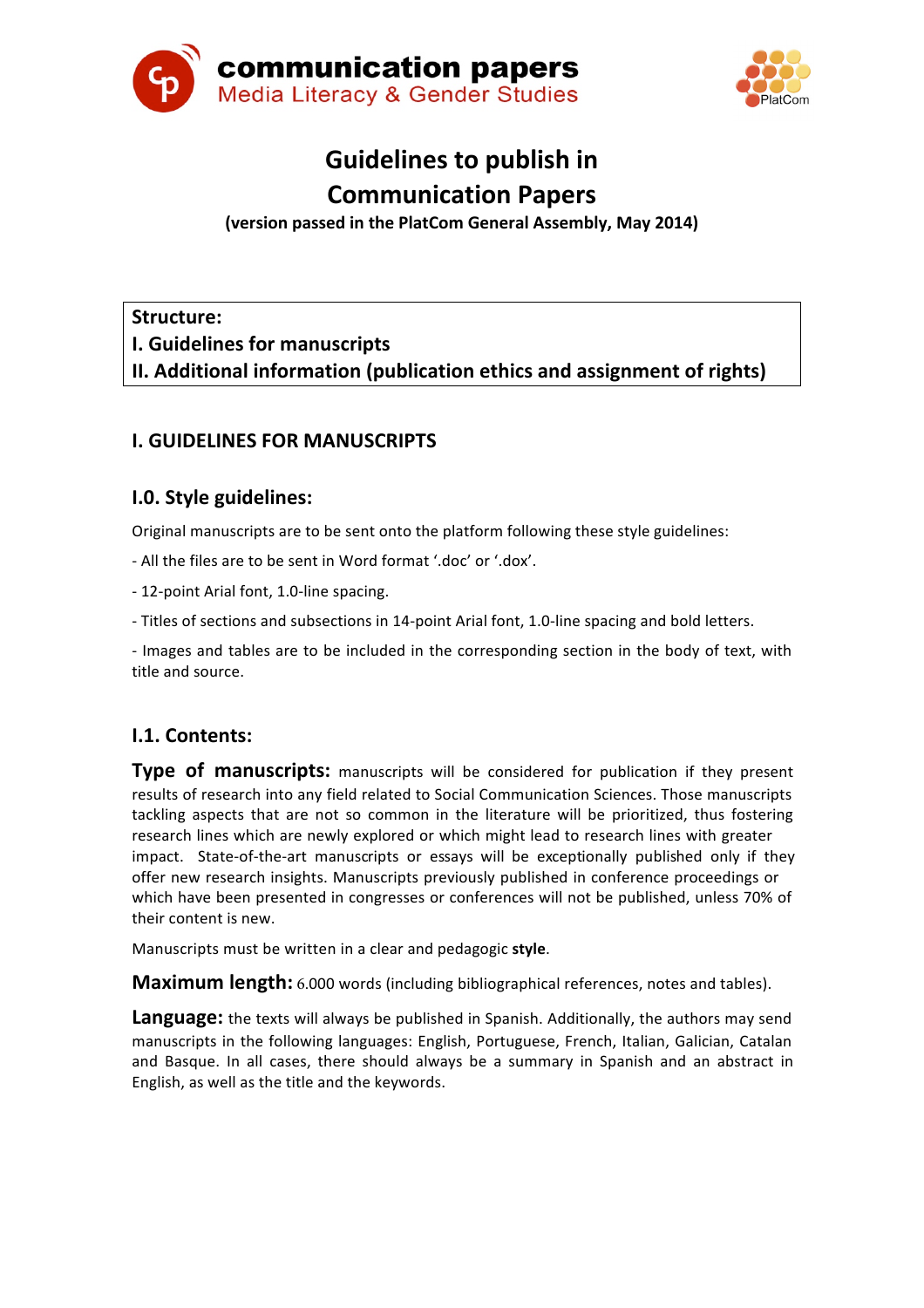communication papers
Media Literacy & Gender Studies

PlatCom

# Guidelines to publish in Communication Papers

**(version passed in the PlatCom General Assembly, May 2014)**

**Structure:**
**I. Guidelines for manuscripts**
**II. Additional information (publication ethics and assignment of rights)**

## I. GUIDELINES FOR MANUSCRIPTS

### I.0. Style guidelines:

Original manuscripts are to be sent onto the platform following these style guidelines:

- All the files are to be sent in Word format '.doc' or '.dox'.

- 12-point Arial font, 1.0-line spacing.

- Titles of sections and subsections in 14-point Arial font, 1.0-line spacing and bold letters.

- Images and tables are to be included in the corresponding section in the body of text, with title and source.

### I.1. Contents:

**Type of manuscripts:** manuscripts will be considered for publication if they present results of research into any field related to Social Communication Sciences. Those manuscripts tackling aspects that are not so common in the literature will be prioritized, thus fostering research lines which are newly explored or which might lead to research lines with greater impact. State-of-the-art manuscripts or essays will be exceptionally published only if they offer new research insights. Manuscripts previously published in conference proceedings or which have been presented in congresses or conferences will not be published, unless 70% of their content is new.

Manuscripts must be written in a clear and pedagogic **style**.

**Maximum length:** 6.000 words (including bibliographical references, notes and tables).

**Language:** the texts will always be published in Spanish. Additionally, the authors may send manuscripts in the following languages: English, Portuguese, French, Italian, Galician, Catalan and Basque. In all cases, there should always be a summary in Spanish and an abstract in English, as well as the title and the keywords.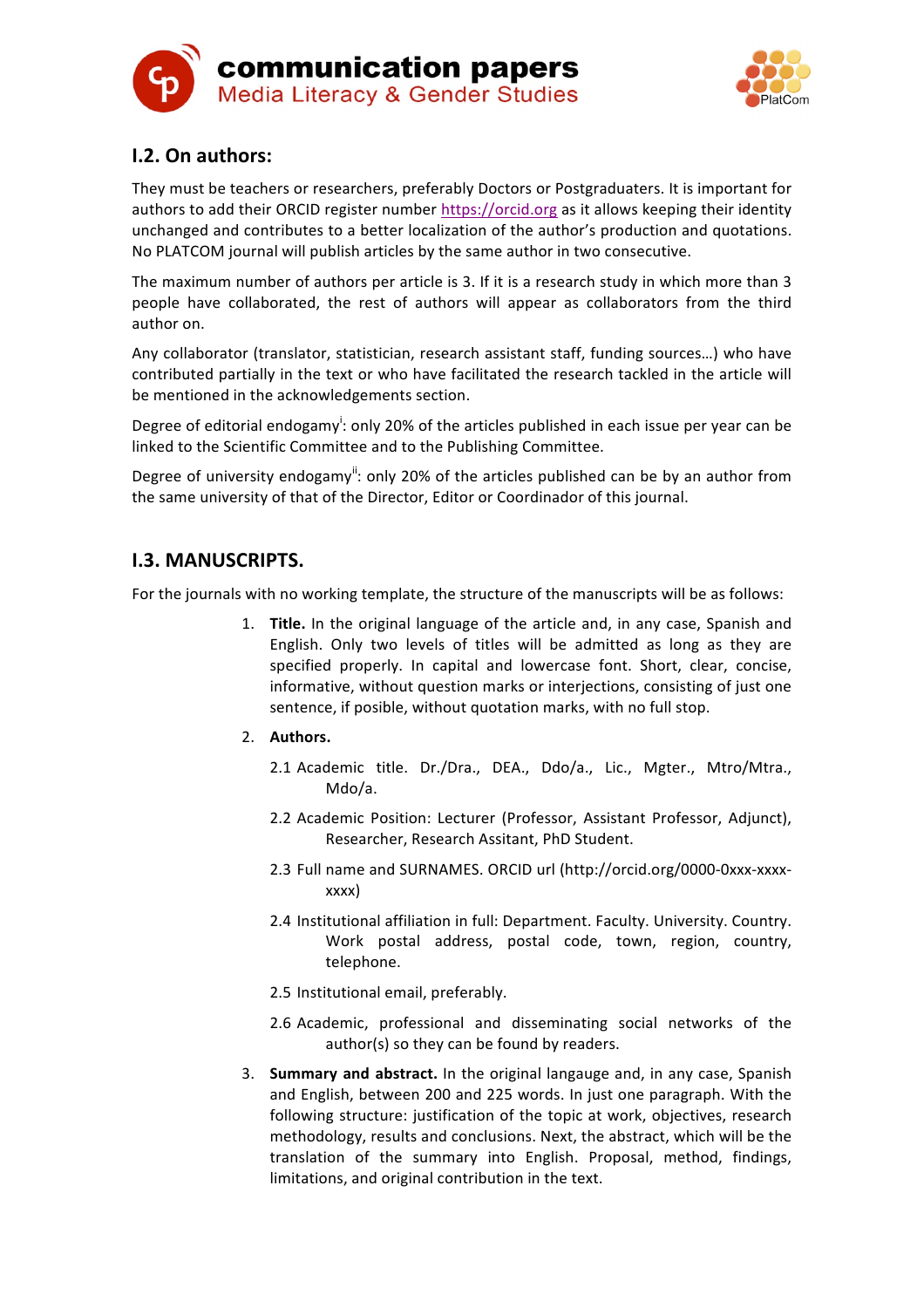## I.2. On authors:

They must be teachers or researchers, preferably Doctors or Postgraduaters. It is important for authors to add their ORCID register number https://orcid.org as it allows keeping their identity unchanged and contributes to a better localization of the author's production and quotations. No PLATCOM journal will publish articles by the same author in two consecutive.

The maximum number of authors per article is 3. If it is a research study in which more than 3 people have collaborated, the rest of authors will appear as collaborators from the third author on.

Any collaborator (translator, statistician, research assistant staff, funding sources…) who have contributed partially in the text or who have facilitated the research tackled in the article will be mentioned in the acknowledgements section.

Degree of editorial endogamy[i]: only 20% of the articles published in each issue per year can be linked to the Scientific Committee and to the Publishing Committee.

Degree of university endogamy[ii]: only 20% of the articles published can be by an author from the same university of that of the Director, Editor or Coordinador of this journal.

## I.3. MANUSCRIPTS.

For the journals with no working template, the structure of the manuscripts will be as follows:

1. **Title.** In the original language of the article and, in any case, Spanish and English. Only two levels of titles will be admitted as long as they are specified properly. In capital and lowercase font. Short, clear, concise, informative, without question marks or interjections, consisting of just one sentence, if posible, without quotation marks, with no full stop.

2. **Authors.**

   2.1 Academic title. Dr./Dra., DEA., Ddo/a., Lic., Mgter., Mtro/Mtra., Mdo/a.

   2.2 Academic Position: Lecturer (Professor, Assistant Professor, Adjunct), Researcher, Research Assitant, PhD Student.

   2.3 Full name and SURNAMES. ORCID url (http://orcid.org/0000-0xxx-xxxx-xxxx)

   2.4 Institutional affiliation in full: Department. Faculty. University. Country. Work postal address, postal code, town, region, country, telephone.

   2.5 Institutional email, preferably.

   2.6 Academic, professional and disseminating social networks of the author(s) so they can be found by readers.

3. **Summary and abstract.** In the original langauge and, in any case, Spanish and English, between 200 and 225 words. In just one paragraph. With the following structure: justification of the topic at work, objectives, research methodology, results and conclusions. Next, the abstract, which will be the translation of the summary into English. Proposal, method, findings, limitations, and original contribution in the text.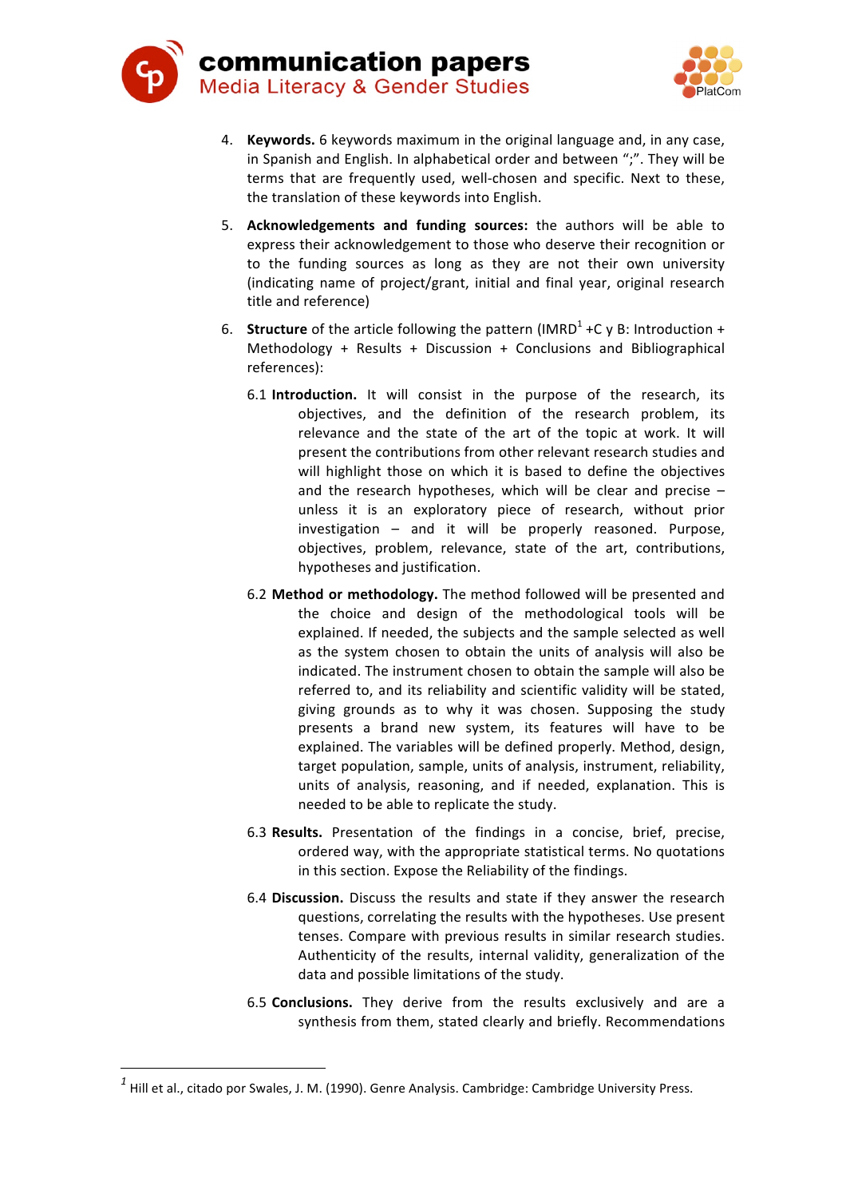4. **Keywords.** 6 keywords maximum in the original language and, in any case, in Spanish and English. In alphabetical order and between ";". They will be terms that are frequently used, well-chosen and specific. Next to these, the translation of these keywords into English.

5. **Acknowledgements and funding sources:** the authors will be able to express their acknowledgement to those who deserve their recognition or to the funding sources as long as they are not their own university (indicating name of project/grant, initial and final year, original research title and reference)

6. **Structure** of the article following the pattern (IMRD[1] +C y B: Introduction + Methodology + Results + Discussion + Conclusions and Bibliographical references):

   6.1 **Introduction.** It will consist in the purpose of the research, its objectives, and the definition of the research problem, its relevance and the state of the art of the topic at work. It will present the contributions from other relevant research studies and will highlight those on which it is based to define the objectives and the research hypotheses, which will be clear and precise – unless it is an exploratory piece of research, without prior investigation – and it will be properly reasoned. Purpose, objectives, problem, relevance, state of the art, contributions, hypotheses and justification.

   6.2 **Method or methodology.** The method followed will be presented and the choice and design of the methodological tools will be explained. If needed, the subjects and the sample selected as well as the system chosen to obtain the units of analysis will also be indicated. The instrument chosen to obtain the sample will also be referred to, and its reliability and scientific validity will be stated, giving grounds as to why it was chosen. Supposing the study presents a brand new system, its features will have to be explained. The variables will be defined properly. Method, design, target population, sample, units of analysis, instrument, reliability, units of analysis, reasoning, and if needed, explanation. This is needed to be able to replicate the study.

   6.3 **Results.** Presentation of the findings in a concise, brief, precise, ordered way, with the appropriate statistical terms. No quotations in this section. Expose the Reliability of the findings.

   6.4 **Discussion.** Discuss the results and state if they answer the research questions, correlating the results with the hypotheses. Use present tenses. Compare with previous results in similar research studies. Authenticity of the results, internal validity, generalization of the data and possible limitations of the study.

   6.5 **Conclusions.** They derive from the results exclusively and are a synthesis from them, stated clearly and briefly. Recommendations

---

[1] Hill et al., citado por Swales, J. M. (1990). Genre Analysis. Cambridge: Cambridge University Press.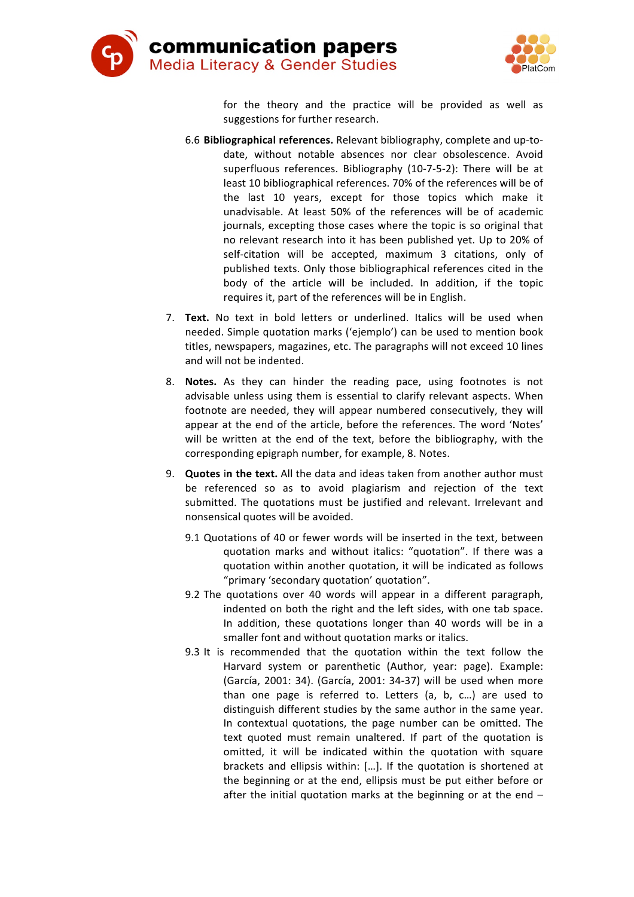for the theory and the practice will be provided as well as suggestions for further research.

6.6 **Bibliographical references.** Relevant bibliography, complete and up-to-date, without notable absences nor clear obsolescence. Avoid superfluous references. Bibliography (10-7-5-2): There will be at least 10 bibliographical references. 70% of the references will be of the last 10 years, except for those topics which make it unadvisable. At least 50% of the references will be of academic journals, excepting those cases where the topic is so original that no relevant research into it has been published yet. Up to 20% of self-citation will be accepted, maximum 3 citations, only of published texts. Only those bibliographical references cited in the body of the article will be included. In addition, if the topic requires it, part of the references will be in English.

7. **Text.** No text in bold letters or underlined. Italics will be used when needed. Simple quotation marks ('ejemplo') can be used to mention book titles, newspapers, magazines, etc. The paragraphs will not exceed 10 lines and will not be indented.

8. **Notes.** As they can hinder the reading pace, using footnotes is not advisable unless using them is essential to clarify relevant aspects. When footnote are needed, they will appear numbered consecutively, they will appear at the end of the article, before the references. The word 'Notes' will be written at the end of the text, before the bibliography, with the corresponding epigraph number, for example, 8. Notes.

9. **Quotes in the text.** All the data and ideas taken from another author must be referenced so as to avoid plagiarism and rejection of the text submitted. The quotations must be justified and relevant. Irrelevant and nonsensical quotes will be avoided.

9.1 Quotations of 40 or fewer words will be inserted in the text, between quotation marks and without italics: "quotation". If there was a quotation within another quotation, it will be indicated as follows "primary 'secondary quotation' quotation".

9.2 The quotations over 40 words will appear in a different paragraph, indented on both the right and the left sides, with one tab space. In addition, these quotations longer than 40 words will be in a smaller font and without quotation marks or italics.

9.3 It is recommended that the quotation within the text follow the Harvard system or parenthetic (Author, year: page). Example: (García, 2001: 34). (García, 2001: 34-37) will be used when more than one page is referred to. Letters (a, b, c…) are used to distinguish different studies by the same author in the same year. In contextual quotations, the page number can be omitted. The text quoted must remain unaltered. If part of the quotation is omitted, it will be indicated within the quotation with square brackets and ellipsis within: […]. If the quotation is shortened at the beginning or at the end, ellipsis must be put either before or after the initial quotation marks at the beginning or at the end –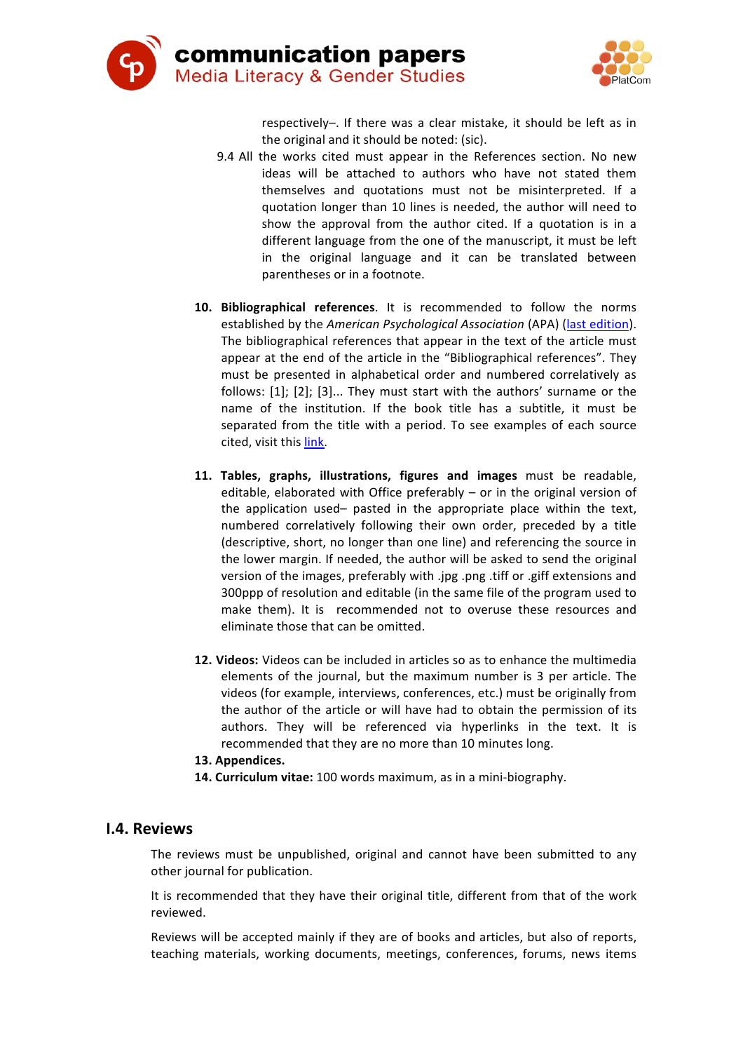respectively–. If there was a clear mistake, it should be left as in the original and it should be noted: (sic).

9.4 All the works cited must appear in the References section. No new ideas will be attached to authors who have not stated them themselves and quotations must not be misinterpreted. If a quotation longer than 10 lines is needed, the author will need to show the approval from the author cited. If a quotation is in a different language from the one of the manuscript, it must be left in the original language and it can be translated between parentheses or in a footnote.

10. **Bibliographical references**. It is recommended to follow the norms established by the *American Psychological Association* (APA) (last edition). The bibliographical references that appear in the text of the article must appear at the end of the article in the "Bibliographical references". They must be presented in alphabetical order and numbered correlatively as follows: [1]; [2]; [3]... They must start with the authors' surname or the name of the institution. If the book title has a subtitle, it must be separated from the title with a period. To see examples of each source cited, visit this link.

11. **Tables, graphs, illustrations, figures and images** must be readable, editable, elaborated with Office preferably – or in the original version of the application used– pasted in the appropriate place within the text, numbered correlatively following their own order, preceded by a title (descriptive, short, no longer than one line) and referencing the source in the lower margin. If needed, the author will be asked to send the original version of the images, preferably with .jpg .png .tiff or .giff extensions and 300ppp of resolution and editable (in the same file of the program used to make them). It is recommended not to overuse these resources and eliminate those that can be omitted.

12. **Videos:** Videos can be included in articles so as to enhance the multimedia elements of the journal, but the maximum number is 3 per article. The videos (for example, interviews, conferences, etc.) must be originally from the author of the article or will have had to obtain the permission of its authors. They will be referenced via hyperlinks in the text. It is recommended that they are no more than 10 minutes long.

13. **Appendices.**

14. **Curriculum vitae:** 100 words maximum, as in a mini-biography.

## I.4. Reviews

The reviews must be unpublished, original and cannot have been submitted to any other journal for publication.

It is recommended that they have their original title, different from that of the work reviewed.

Reviews will be accepted mainly if they are of books and articles, but also of reports, teaching materials, working documents, meetings, conferences, forums, news items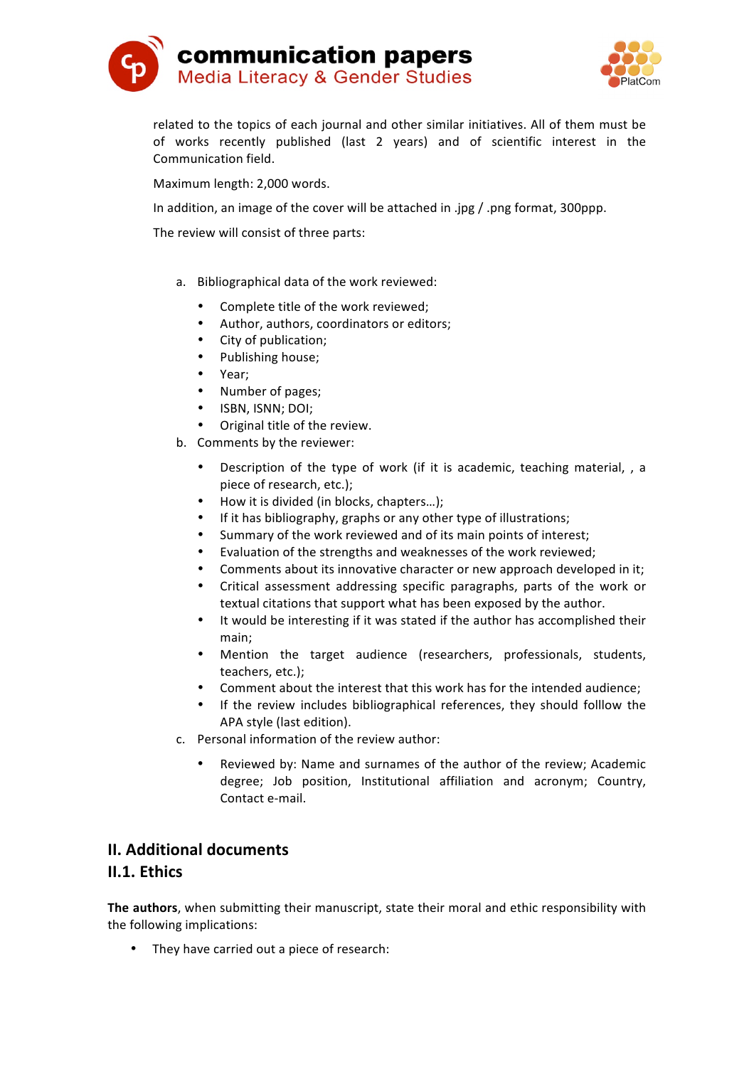related to the topics of each journal and other similar initiatives. All of them must be of works recently published (last 2 years) and of scientific interest in the Communication field.

Maximum length: 2,000 words.

In addition, an image of the cover will be attached in .jpg / .png format, 300ppp.

The review will consist of three parts:

a. Bibliographical data of the work reviewed:
    - Complete title of the work reviewed;
    - Author, authors, coordinators or editors;
    - City of publication;
    - Publishing house;
    - Year;
    - Number of pages;
    - ISBN, ISNN; DOI;
    - Original title of the review.
b. Comments by the reviewer:
    - Description of the type of work (if it is academic, teaching material, , a piece of research, etc.);
    - How it is divided (in blocks, chapters…);
    - If it has bibliography, graphs or any other type of illustrations;
    - Summary of the work reviewed and of its main points of interest;
    - Evaluation of the strengths and weaknesses of the work reviewed;
    - Comments about its innovative character or new approach developed in it;
    - Critical assessment addressing specific paragraphs, parts of the work or textual citations that support what has been exposed by the author.
    - It would be interesting if it was stated if the author has accomplished their main;
    - Mention the target audience (researchers, professionals, students, teachers, etc.);
    - Comment about the interest that this work has for the intended audience;
    - If the review includes bibliographical references, they should folllow the APA style (last edition).
c. Personal information of the review author:
    - Reviewed by: Name and surnames of the author of the review; Academic degree; Job position, Institutional affiliation and acronym; Country, Contact e-mail.

## II. Additional documents

### II.1. Ethics

**The authors**, when submitting their manuscript, state their moral and ethic responsibility with the following implications:

- They have carried out a piece of research: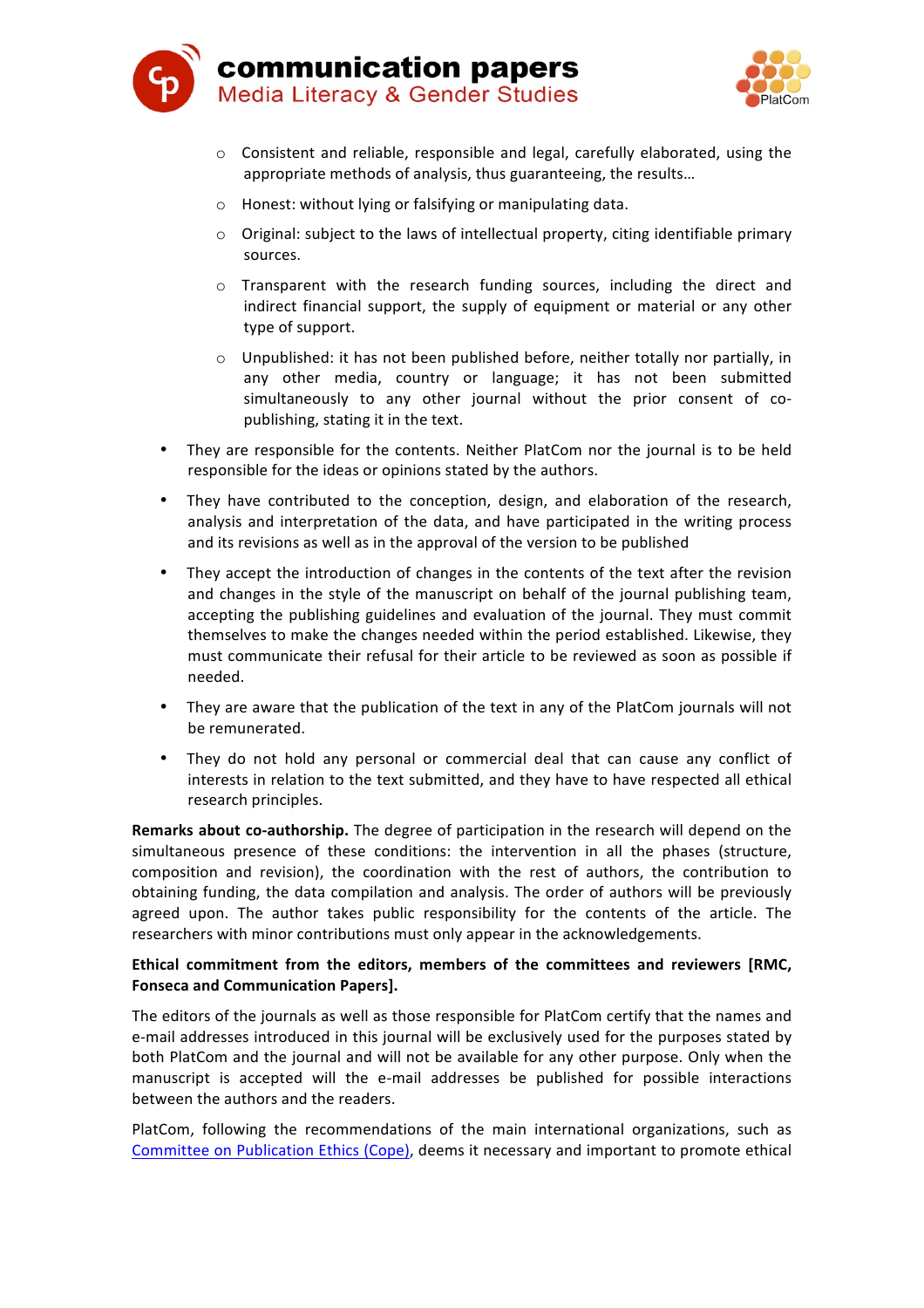- Consistent and reliable, responsible and legal, carefully elaborated, using the appropriate methods of analysis, thus guaranteeing, the results…
    - Honest: without lying or falsifying or manipulating data.
    - Original: subject to the laws of intellectual property, citing identifiable primary sources.
    - Transparent with the research funding sources, including the direct and indirect financial support, the supply of equipment or material or any other type of support.
    - Unpublished: it has not been published before, neither totally nor partially, in any other media, country or language; it has not been submitted simultaneously to any other journal without the prior consent of co-publishing, stating it in the text.

- They are responsible for the contents. Neither PlatCom nor the journal is to be held responsible for the ideas or opinions stated by the authors.
- They have contributed to the conception, design, and elaboration of the research, analysis and interpretation of the data, and have participated in the writing process and its revisions as well as in the approval of the version to be published
- They accept the introduction of changes in the contents of the text after the revision and changes in the style of the manuscript on behalf of the journal publishing team, accepting the publishing guidelines and evaluation of the journal. They must commit themselves to make the changes needed within the period established. Likewise, they must communicate their refusal for their article to be reviewed as soon as possible if needed.
- They are aware that the publication of the text in any of the PlatCom journals will not be remunerated.
- They do not hold any personal or commercial deal that can cause any conflict of interests in relation to the text submitted, and they have to have respected all ethical research principles.

**Remarks about co-authorship.** The degree of participation in the research will depend on the simultaneous presence of these conditions: the intervention in all the phases (structure, composition and revision), the coordination with the rest of authors, the contribution to obtaining funding, the data compilation and analysis. The order of authors will be previously agreed upon. The author takes public responsibility for the contents of the article. The researchers with minor contributions must only appear in the acknowledgements.

**Ethical commitment from the editors, members of the committees and reviewers [RMC, Fonseca and Communication Papers].**

The editors of the journals as well as those responsible for PlatCom certify that the names and e-mail addresses introduced in this journal will be exclusively used for the purposes stated by both PlatCom and the journal and will not be available for any other purpose. Only when the manuscript is accepted will the e-mail addresses be published for possible interactions between the authors and the readers.

PlatCom, following the recommendations of the main international organizations, such as Committee on Publication Ethics (Cope), deems it necessary and important to promote ethical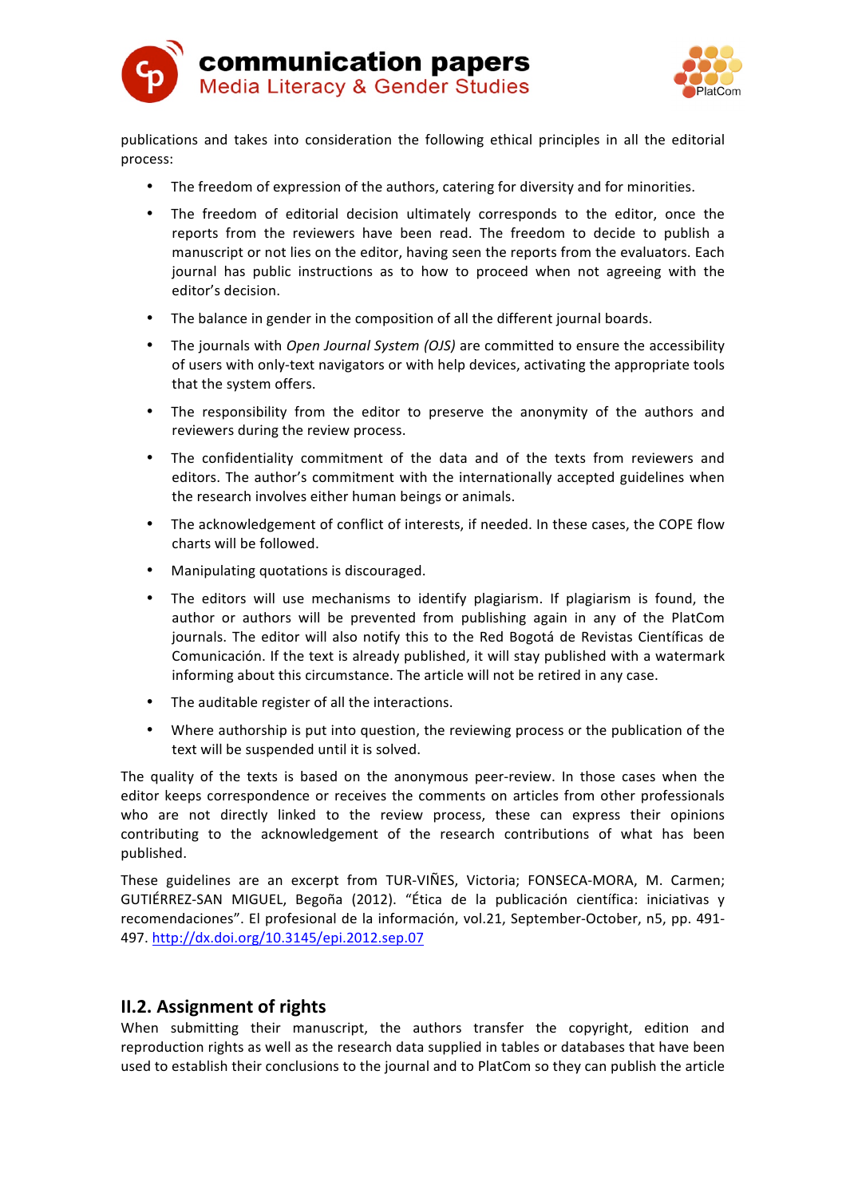publications and takes into consideration the following ethical principles in all the editorial process:

- The freedom of expression of the authors, catering for diversity and for minorities.
- The freedom of editorial decision ultimately corresponds to the editor, once the reports from the reviewers have been read. The freedom to decide to publish a manuscript or not lies on the editor, having seen the reports from the evaluators. Each journal has public instructions as to how to proceed when not agreeing with the editor's decision.
- The balance in gender in the composition of all the different journal boards.
- The journals with *Open Journal System (OJS)* are committed to ensure the accessibility of users with only-text navigators or with help devices, activating the appropriate tools that the system offers.
- The responsibility from the editor to preserve the anonymity of the authors and reviewers during the review process.
- The confidentiality commitment of the data and of the texts from reviewers and editors. The author's commitment with the internationally accepted guidelines when the research involves either human beings or animals.
- The acknowledgement of conflict of interests, if needed. In these cases, the COPE flow charts will be followed.
- Manipulating quotations is discouraged.
- The editors will use mechanisms to identify plagiarism. If plagiarism is found, the author or authors will be prevented from publishing again in any of the PlatCom journals. The editor will also notify this to the Red Bogotá de Revistas Científicas de Comunicación. If the text is already published, it will stay published with a watermark informing about this circumstance. The article will not be retired in any case.
- The auditable register of all the interactions.
- Where authorship is put into question, the reviewing process or the publication of the text will be suspended until it is solved.

The quality of the texts is based on the anonymous peer-review. In those cases when the editor keeps correspondence or receives the comments on articles from other professionals who are not directly linked to the review process, these can express their opinions contributing to the acknowledgement of the research contributions of what has been published.

These guidelines are an excerpt from TUR-VIÑES, Victoria; FONSECA-MORA, M. Carmen; GUTIÉRREZ-SAN MIGUEL, Begoña (2012). "Ética de la publicación científica: iniciativas y recomendaciones". El profesional de la información, vol.21, September-October, n5, pp. 491-497. http://dx.doi.org/10.3145/epi.2012.sep.07

## II.2. Assignment of rights

When submitting their manuscript, the authors transfer the copyright, edition and reproduction rights as well as the research data supplied in tables or databases that have been used to establish their conclusions to the journal and to PlatCom so they can publish the article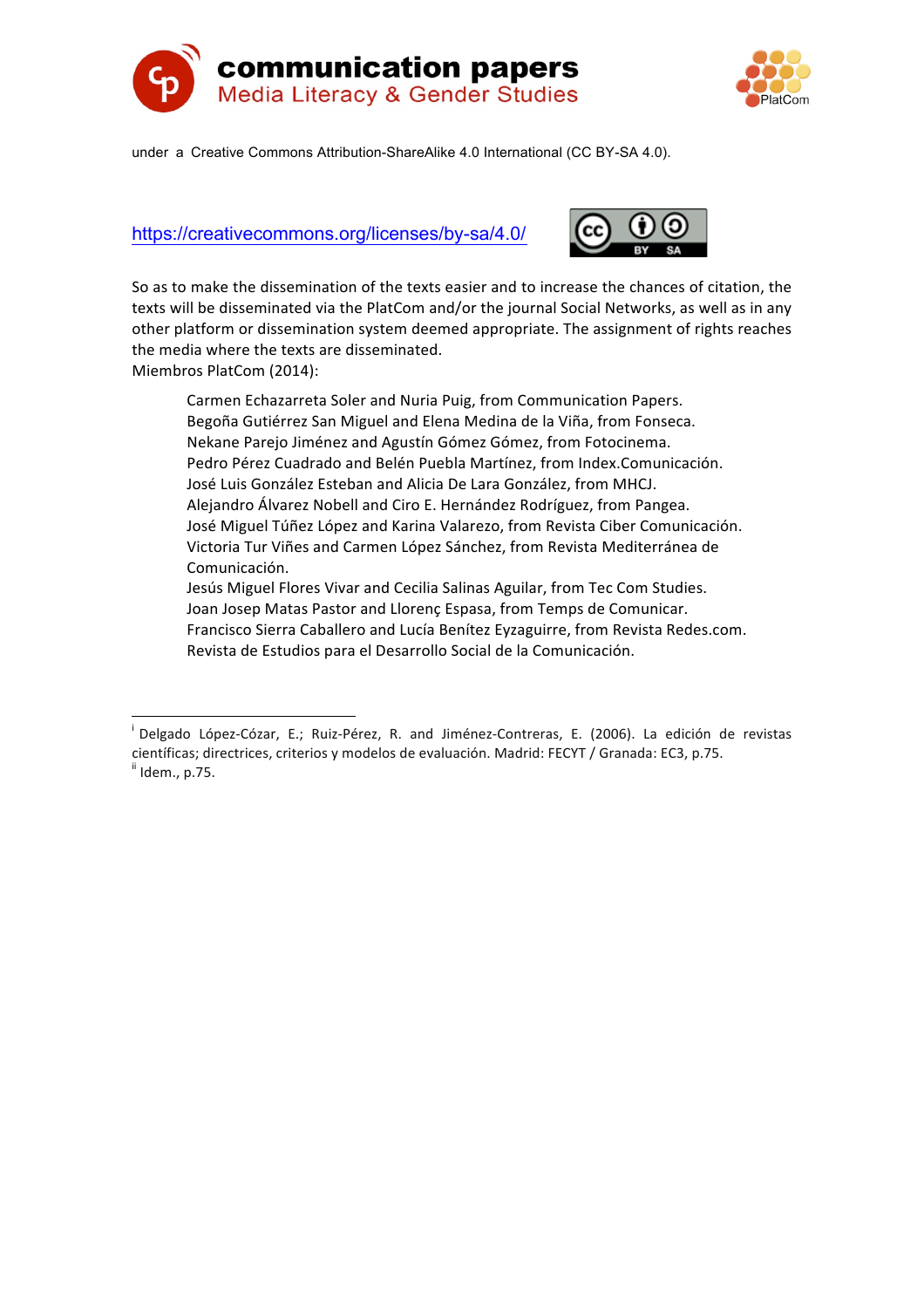under a Creative Commons Attribution-ShareAlike 4.0 International (CC BY-SA 4.0).

https://creativecommons.org/licenses/by-sa/4.0/

So as to make the dissemination of the texts easier and to increase the chances of citation, the texts will be disseminated via the PlatCom and/or the journal Social Networks, as well as in any other platform or dissemination system deemed appropriate. The assignment of rights reaches the media where the texts are disseminated.

Miembros PlatCom (2014):

> Carmen Echazarreta Soler and Nuria Puig, from Communication Papers.
> Begoña Gutiérrez San Miguel and Elena Medina de la Viña, from Fonseca.
> Nekane Parejo Jiménez and Agustín Gómez Gómez, from Fotocinema.
> Pedro Pérez Cuadrado and Belén Puebla Martínez, from Index.Comunicación.
> José Luis González Esteban and Alicia De Lara González, from MHCJ.
> Alejandro Álvarez Nobell and Ciro E. Hernández Rodríguez, from Pangea.
> José Miguel Túñez López and Karina Valarezo, from Revista Ciber Comunicación.
> Victoria Tur Viñes and Carmen López Sánchez, from Revista Mediterránea de Comunicación.
> Jesús Miguel Flores Vivar and Cecilia Salinas Aguilar, from Tec Com Studies.
> Joan Josep Matas Pastor and Llorenç Espasa, from Temps de Comunicar.
> Francisco Sierra Caballero and Lucía Benítez Eyzaguirre, from Revista Redes.com.
> Revista de Estudios para el Desarrollo Social de la Comunicación.

---

[i] Delgado López-Cózar, E.; Ruiz-Pérez, R. and Jiménez-Contreras, E. (2006). La edición de revistas científicas; directrices, criterios y modelos de evaluación. Madrid: FECYT / Granada: EC3, p.75.

[ii] Idem., p.75.